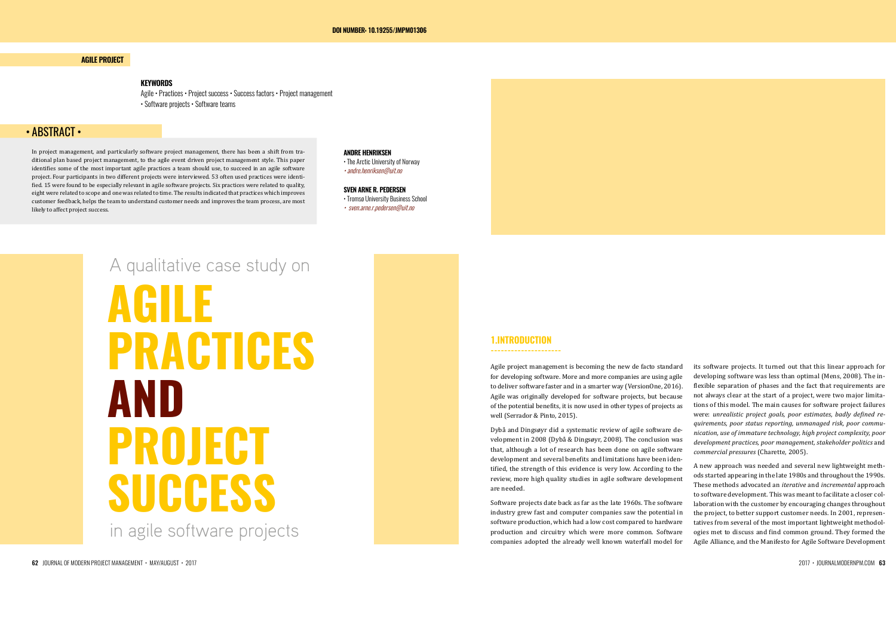DOI NUMBER: 10.19255/JMPM01306

AGILE PROJECT

**KEYWORDS**
Agile • Practices • Project success • Success factors • Project management • Software projects • Software teams

# A qualitative case study on AGILE PRACTICES AND PROJECT SUCCESS in agile software projects

**ANDRE HENRIKSEN**
• The Arctic University of Norway
• andre.henriksen@uit.no

**SVEN ARNE R. PEDERSEN**
• Tromsø University Business School
• sven.arne.r.pedersen@uit.no

## • ABSTRACT •

In project management, and particularly software project management, there has been a shift from traditional plan based project management, to the agile event driven project management style. This paper identifies some of the most important agile practices a team should use, to succeed in an agile software project. Four participants in two different projects were interviewed. 53 often used practices were identified. 15 were found to be especially relevant in agile software projects. Six practices were related to quality, eight were related to scope and one was related to time. The results indicated that practices which improves customer feedback, helps the team to understand customer needs and improves the team process, are most likely to affect project success.

## 1.INTRODUCTION

Agile project management is becoming the new de facto standard for developing software. More and more companies are using agile to deliver software faster and in a smarter way (VersionOne, 2016). Agile was originally developed for software projects, but because of the potential benefits, it is now used in other types of projects as well (Serrador & Pinto, 2015).

Dybå and Dingsøyr did a systematic review of agile software development in 2008 (Dybå & Dingsøyr, 2008). The conclusion was that, although a lot of research has been done on agile software development and several benefits and limitations have been identified, the strength of this evidence is very low. According to the review, more high quality studies in agile software development are needed.

Software projects date back as far as the late 1960s. The software industry grew fast and computer companies saw the potential in software production, which had a low cost compared to hardware production and circuitry which were more common. Software companies adopted the already well known waterfall model for its software projects. It turned out that this linear approach for developing software was less than optimal (Mens, 2008). The inflexible separation of phases and the fact that requirements are not always clear at the start of a project, were two major limitations of this model. The main causes for software project failures were: *unrealistic project goals, poor estimates, badly defined requirements, poor status reporting, unmanaged risk, poor communication, use of immature technology, high project complexity, poor development practices, poor management, stakeholder politics* and *commercial pressures* (Charette, 2005).

A new approach was needed and several new lightweight methods started appearing in the late 1980s and throughout the 1990s. These methods advocated an *iterative* and *incremental* approach to software development. This was meant to facilitate a closer collaboration with the customer by encouraging changes throughout the project, to better support customer needs. In 2001, representatives from several of the most important lightweight methodologies met to discuss and find common ground. They formed the Agile Alliance, and the Manifesto for Agile Software Development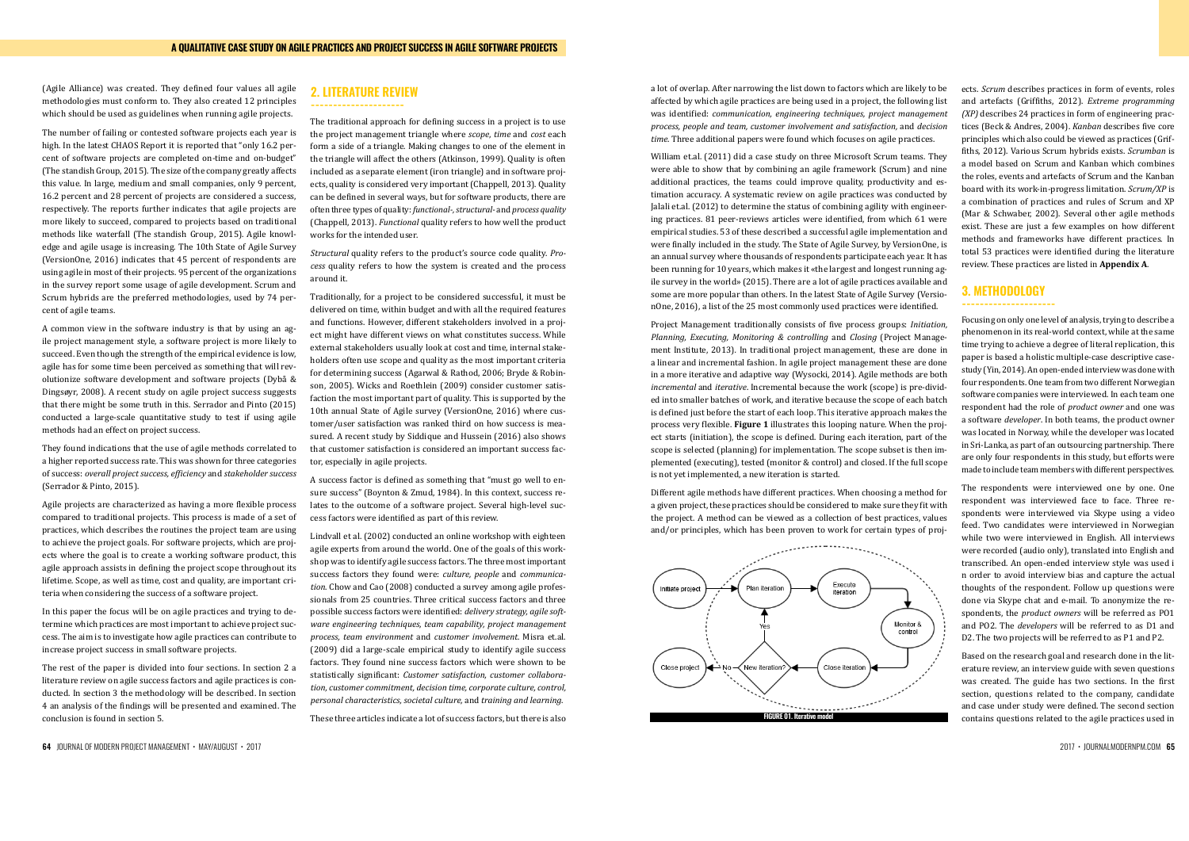(Agile Alliance) was created. They defined four values all agile methodologies must conform to. They also created 12 principles which should be used as guidelines when running agile projects.

The number of failing or contested software projects each year is high. In the latest CHAOS Report it is reported that "only 16.2 percent of software projects are completed on-time and on-budget" (The standish Group, 2015). The size of the company greatly affects this value. In large, medium and small companies, only 9 percent, 16.2 percent and 28 percent of projects are considered a success, respectively. The reports further indicates that agile projects are more likely to succeed, compared to projects based on traditional methods like waterfall (The standish Group, 2015). Agile knowledge and agile usage is increasing. The 10th State of Agile Survey (VersionOne, 2016) indicates that 45 percent of respondents are using agile in most of their projects. 95 percent of the organizations in the survey report some usage of agile development. Scrum and Scrum hybrids are the preferred methodologies, used by 74 percent of agile teams.

A common view in the software industry is that by using an agile project management style, a software project is more likely to succeed. Even though the strength of the empirical evidence is low, agile has for some time been perceived as something that will revolutionize software development and software projects (Dybå & Dingsøyr, 2008). A recent study on agile project success suggests that there might be some truth in this. Serrador and Pinto (2015) conducted a large-scale quantitative study to test if using agile methods had an effect on project success.

They found indications that the use of agile methods correlated to a higher reported success rate. This was shown for three categories of success: *overall project success, efficiency* and *stakeholder success* (Serrador & Pinto, 2015).

Agile projects are characterized as having a more flexible process compared to traditional projects. This process is made of a set of practices, which describes the routines the project team are using to achieve the project goals. For software projects, which are projects where the goal is to create a working software product, this agile approach assists in defining the project scope throughout its lifetime. Scope, as well as time, cost and quality, are important criteria when considering the success of a software project.

In this paper the focus will be on agile practices and trying to determine which practices are most important to achieve project success. The aim is to investigate how agile practices can contribute to increase project success in small software projects.

The rest of the paper is divided into four sections. In section 2 a literature review on agile success factors and agile practices is conducted. In section 3 the methodology will be described. In section 4 an analysis of the findings will be presented and examined. The conclusion is found in section 5.

## 2. LITERATURE REVIEW

The traditional approach for defining success in a project is to use the project management triangle where *scope, time* and *cost* each form a side of a triangle. Making changes to one of the element in the triangle will affect the others (Atkinson, 1999). Quality is often included as a separate element (iron triangle) and in software projects, quality is considered very important (Chappell, 2013). Quality can be defined in several ways, but for software products, there are often three types of quality: *functional-, structural-* and *process quality* (Chappell, 2013). *Functional* quality refers to how well the product works for the intended user.

*Structural* quality refers to the product's source code quality. *Process* quality refers to how the system is created and the process around it.

Traditionally, for a project to be considered successful, it must be delivered on time, within budget and with all the required features and functions. However, different stakeholders involved in a project might have different views on what constitutes success. While external stakeholders usually look at cost and time, internal stakeholders often use scope and quality as the most important criteria for determining success (Agarwal & Rathod, 2006; Bryde & Robinson, 2005). Wicks and Roethlein (2009) consider customer satisfaction the most important part of quality. This is supported by the 10th annual State of Agile survey (VersionOne, 2016) where customer/user satisfaction was ranked third on how success is measured. A recent study by Siddique and Hussein (2016) also shows that customer satisfaction is considered an important success factor, especially in agile projects.

A success factor is defined as something that "must go well to ensure success" (Boynton & Zmud, 1984). In this context, success relates to the outcome of a software project. Several high-level success factors were identified as part of this review.

Lindvall et al. (2002) conducted an online workshop with eighteen agile experts from around the world. One of the goals of this workshop was to identify agile success factors. The three most important success factors they found were: *culture, people* and *communication.* Chow and Cao (2008) conducted a survey among agile professionals from 25 countries. Three critical success factors and three possible success factors were identified: *delivery strategy, agile software engineering techniques, team capability, project management process, team environment* and *customer involvement.* Misra et.al. (2009) did a large-scale empirical study to identify agile success factors. They found nine success factors which were shown to be statistically significant: *Customer satisfaction, customer collaboration, customer commitment, decision time, corporate culture, control, personal characteristics, societal culture,* and *training and learning.*

These three articles indicate a lot of success factors, but there is also a lot of overlap. After narrowing the list down to factors which are likely to be affected by which agile practices are being used in a project, the following list was identified: *communication, engineering techniques, project management process, people and team, customer involvement and satisfaction,* and *decision time.* Three additional papers were found which focuses on agile practices.

William et.al. (2011) did a case study on three Microsoft Scrum teams. They were able to show that by combining an agile framework (Scrum) and nine additional practices, the teams could improve quality, productivity and estimation accuracy. A systematic review on agile practices was conducted by Jalali et.al. (2012) to determine the status of combining agility with engineering practices. 81 peer-reviews articles were identified, from which 61 were empirical studies. 53 of these described a successful agile implementation and were finally included in the study. The State of Agile Survey, by VersionOne, is an annual survey where thousands of respondents participate each year. It has been running for 10 years, which makes it «the largest and longest running agile survey in the world» (2015). There are a lot of agile practices available and some are more popular than others. In the latest State of Agile Survey (VersionOne, 2016), a list of the 25 most commonly used practices were identified.

Project Management traditionally consists of five process groups: *Initiation, Planning, Executing, Monitoring & controlling* and *Closing* (Project Management Institute, 2013). In traditional project management, these are done in a linear and incremental fashion. In agile project management these are done in a more iterative and adaptive way (Wysocki, 2014). Agile methods are both *incremental* and *iterative*. Incremental because the work (scope) is pre-divided into smaller batches of work, and iterative because the scope of each batch is defined just before the start of each loop. This iterative approach makes the process very flexible. **Figure 1** illustrates this looping nature. When the project starts (initiation), the scope is defined. During each iteration, part of the scope is selected (planning) for implementation. The scope subset is then implemented (executing), tested (monitor & control) and closed. If the full scope is not yet implemented, a new iteration is started.

Different agile methods have different practices. When choosing a method for a given project, these practices should be considered to make sure they fit with the project. A method can be viewed as a collection of best practices, values and/or principles, which has been proven to work for certain types of projects. *Scrum* describes practices in form of events, roles and artefacts (Griffiths, 2012). *Extreme programming (XP)* describes 24 practices in form of engineering practices (Beck & Andres, 2004). *Kanban* describes five core principles which also could be viewed as practices (Griffiths, 2012). Various Scrum hybrids exists. *Scrumban* is a model based on Scrum and Kanban which combines the roles, events and artefacts of Scrum and the Kanban board with its work-in-progress limitation. *Scrum/XP* is a combination of practices and rules of Scrum and XP (Mar & Schwaber, 2002). Several other agile methods exist. These are just a few examples on how different methods and frameworks have different practices. In total 53 practices were identified during the literature review. These practices are listed in **Appendix A**.

Initiate project → Plan iteration → Execute iteration → Monitor & control → Close iteration → New iteration? (Yes → Plan iteration; No → Close project)

FIGURE 01. Iterative model

## 3. METHODOLOGY

Focusing on only one level of analysis, trying to describe a phenomenon in its real-world context, while at the same time trying to achieve a degree of literal replication, this paper is based a holistic multiple-case descriptive case-study (Yin, 2014). An open-ended interview was done with four respondents. One team from two different Norwegian software companies were interviewed. In each team one respondent had the role of *product owner* and one was a software *developer*. In both teams, the product owner was located in Norway, while the developer was located in Sri-Lanka, as part of an outsourcing partnership. There are only four respondents in this study, but efforts were made to include team members with different perspectives.

The respondents were interviewed one by one. One respondent was interviewed face to face. Three respondents were interviewed via Skype using a video feed. Two candidates were interviewed in Norwegian while two were interviewed in English. All interviews were recorded (audio only), translated into English and transcribed. An open-ended interview style was used i n order to avoid interview bias and capture the actual thoughts of the respondent. Follow up questions were done via Skype chat and e-mail. To anonymize the respondents, the *product owners* will be referred as PO1 and PO2. The *developers* will be referred to as D1 and D2. The two projects will be referred to as P1 and P2.

Based on the research goal and research done in the literature review, an interview guide with seven questions was created. The guide has two sections. In the first section, questions related to the company, candidate and case under study were defined. The second section contains questions related to the agile practices used in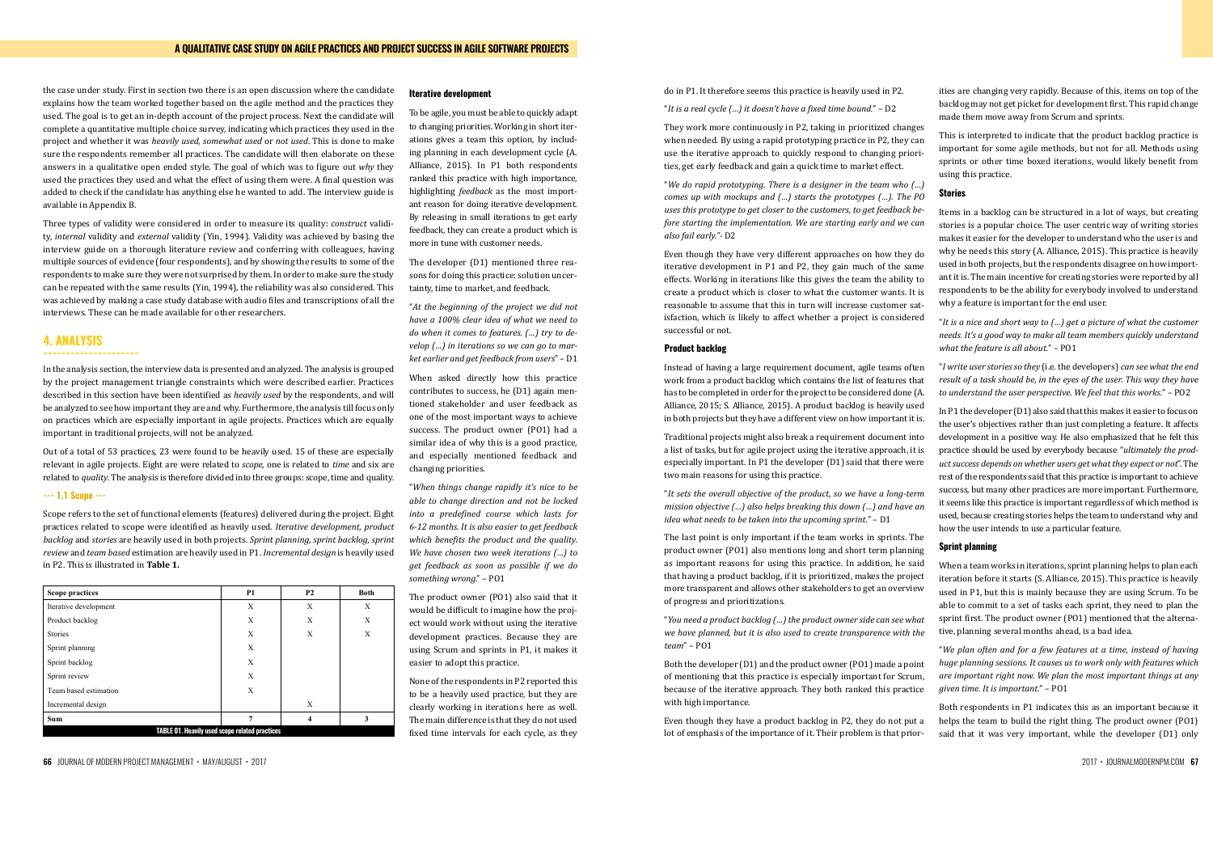the case under study. First in section two there is an open discussion where the candidate explains how the team worked together based on the agile method and the practices they used. The goal is to get an in-depth account of the project process. Next the candidate will complete a quantitative multiple choice survey, indicating which practices they used in the project and whether it was *heavily used*, *somewhat used* or *not used*. This is done to make sure the respondents remember all practices. The candidate will then elaborate on these answers in a qualitative open ended style. The goal of which was to figure out *why* they used the practices they used and what the effect of using them were. A final question was added to check if the candidate has anything else he wanted to add. The interview guide is available in Appendix B.

Three types of validity were considered in order to measure its quality: *construct* validity, *internal* validity and *external* validity (Yin, 1994). Validity was achieved by basing the interview guide on a thorough literature review and conferring with colleagues, having multiple sources of evidence (four respondents), and by showing the results to some of the respondents to make sure they were not surprised by them. In order to make sure the study can be repeated with the same results (Yin, 1994), the reliability was also considered. This was achieved by making a case study database with audio files and transcriptions of all the interviews. These can be made available for other researchers.

## 4. ANALYSIS

In the analysis section, the interview data is presented and analyzed. The analysis is grouped by the project management triangle constraints which were described earlier. Practices described in this section have been identified as *heavily used* by the respondents, and will be analyzed to see how important they are and why. Furthermore, the analysis till focus only on practices which are especially important in agile projects. Practices which are equally important in traditional projects, will not be analyzed.

Out of a total of 53 practices, 23 were found to be heavily used. 15 of these are especially relevant in agile projects. Eight are were related to *scope*, one is related to *time* and six are related to *quality*. The analysis is therefore divided into three groups: scope, time and quality.

### --- 1.1 Scope ---

Scope refers to the set of functional elements (features) delivered during the project. Eight practices related to scope were identified as heavily used. *Iterative development*, *product backlog* and *stories* are heavily used in both projects. *Sprint planning*, *sprint backlog*, *sprint review* and *team based* estimation are heavily used in P1. *Incremental design* is heavily used in P2. This is illustrated in **Table 1.**

| Scope practices | P1 | P2 | Both |
|---|---|---|---|
| Iterative development | X | X | X |
| Product backlog | X | X | X |
| Stories | X | X | X |
| Sprint planning | X | | |
| Sprint backlog | X | | |
| Sprint review | X | | |
| Team based estimation | X | | |
| Incremental design | | X | |
| **Sum** | **7** | **4** | **3** |

**TABLE 01. Heavily used scope related practices**

#### Iterative development

To be agile, you must be able to quickly adapt to changing priorities. Working in short iterations gives a team this option, by including planning in each development cycle (A. Alliance, 2015). In P1 both respondents ranked this practice with high importance, highlighting *feedback* as the most important reason for doing iterative development. By releasing in small iterations to get early feedback, they can create a product which is more in tune with customer needs.

The developer (D1) mentioned three reasons for doing this practice: solution uncertainty, time to market, and feedback.

"*At the beginning of the project we did not have a 100% clear idea of what we need to do when it comes to features. (…) try to develop (…) in iterations so we can go to market earlier and get feedback from users*" – D1

When asked directly how this practice contributes to success, he (D1) again mentioned stakeholder and user feedback as one of the most important ways to achieve success. The product owner (PO1) had a similar idea of why this is a good practice, and especially mentioned feedback and changing priorities.

"*When things change rapidly it's nice to be able to change direction and not be locked into a predefined course which lasts for 6-12 months. It is also easier to get feedback which benefits the product and the quality. We have chosen two week iterations (…) to get feedback as soon as possible if we do something wrong.*" – PO1

The product owner (PO1) also said that it would be difficult to imagine how the project would work without using the iterative development practices. Because they are using Scrum and sprints in P1, it makes it easier to adopt this practice.

None of the respondents in P2 reported this to be a heavily used practice, but they are clearly working in iterations here as well. The main difference is that they do not used fixed time intervals for each cycle, as they do in P1. It therefore seems this practice is heavily used in P2.

"*It is a real cycle (…) it doesn't have a fixed time bound.*" – D2

They work more continuously in P2, taking in prioritized changes when needed. By using a rapid prototyping practice in P2, they can use the iterative approach to quickly respond to changing priorities, get early feedback and gain a quick time to market effect.

"*We do rapid prototyping. There is a designer in the team who (…) comes up with mockups and (…) starts the prototypes (…). The PO uses this prototype to get closer to the customers, to get feedback before starting the implementation. We are starting early and we can also fail early.*"- D2

Even though they have very different approaches on how they do iterative development in P1 and P2, they gain much of the same effects. Working in iterations like this gives the team the ability to create a product which is closer to what the customer wants. It is reasonable to assume that this in turn will increase customer satisfaction, which is likely to affect whether a project is considered successful or not.

#### Product backlog

Instead of having a large requirement document, agile teams often work from a product backlog which contains the list of features that has to be completed in order for the project to be considered done (A. Alliance, 2015; S. Alliance, 2015). A product backlog is heavily used in both projects but they have a different view on how important it is.

Traditional projects might also break a requirement document into a list of tasks, but for agile project using the iterative approach, it is especially important. In P1 the developer (D1) said that there were two main reasons for using this practice.

"*It sets the overall objective of the product, so we have a long-term mission objective (…) also helps breaking this down (…) and have an idea what needs to be taken into the upcoming sprint.*" – D1

The last point is only important if the team works in sprints. The product owner (PO1) also mentions long and short term planning as important reasons for using this practice. In addition, he said that having a product backlog, if it is prioritized, makes the project more transparent and allows other stakeholders to get an overview of progress and prioritizations.

"*You need a product backlog (…) the product owner side can see what we have planned, but it is also used to create transparence with the team*" – PO1

Both the developer (D1) and the product owner (PO1) made a point of mentioning that this practice is especially important for Scrum, because of the iterative approach. They both ranked this practice with high importance.

Even though they have a product backlog in P2, they do not put a lot of emphasis of the importance of it. Their problem is that priorities are changing very rapidly. Because of this, items on top of the backlog may not get picket for development first. This rapid change made them move away from Scrum and sprints.

This is interpreted to indicate that the product backlog practice is important for some agile methods, but not for all. Methods using sprints or other time boxed iterations, would likely benefit from using this practice.

#### Stories

Items in a backlog can be structured in a lot of ways, but creating stories is a popular choice. The user centric way of writing stories makes it easier for the developer to understand who the user is and why he needs this story (A. Alliance, 2015). This practice is heavily used in both projects, but the respondents disagree on how important it is. The main incentive for creating stories were reported by all respondents to be the ability for everybody involved to understand why a feature is important for the end user.

"*It is a nice and short way to (…) get a picture of what the customer needs. It's a good way to make all team members quickly understand what the feature is all about.*" – PO1

"*I write user stories so they* (i.e. the developers) *can see what the end result of a task should be, in the eyes of the user. This way they have to understand the user perspective. We feel that this works.*" – PO2

In P1 the developer (D1) also said that this makes it easier to focus on the user's objectives rather than just completing a feature. It affects development in a positive way. He also emphasized that he felt this practice should be used by everybody because "*ultimately the product success depends on whether users get what they expect or not*". The rest of the respondents said that this practice is important to achieve success, but many other practices are more important. Furthermore, it seems like this practice is important regardless of which method is used, because creating stories helps the team to understand why and how the user intends to use a particular feature.

#### Sprint planning

When a team works in iterations, sprint planning helps to plan each iteration before it starts (S. Alliance, 2015). This practice is heavily used in P1, but this is mainly because they are using Scrum. To be able to commit to a set of tasks each sprint, they need to plan the sprint first. The product owner (PO1) mentioned that the alternative, planning several months ahead, is a bad idea.

"*We plan often and for a few features at a time, instead of having huge planning sessions. It causes us to work only with features which are important right now. We plan the most important things at any given time. It is important.*" – PO1

Both respondents in P1 indicates this as an important because it helps the team to build the right thing. The product owner (PO1) said that it was very important, while the developer (D1) only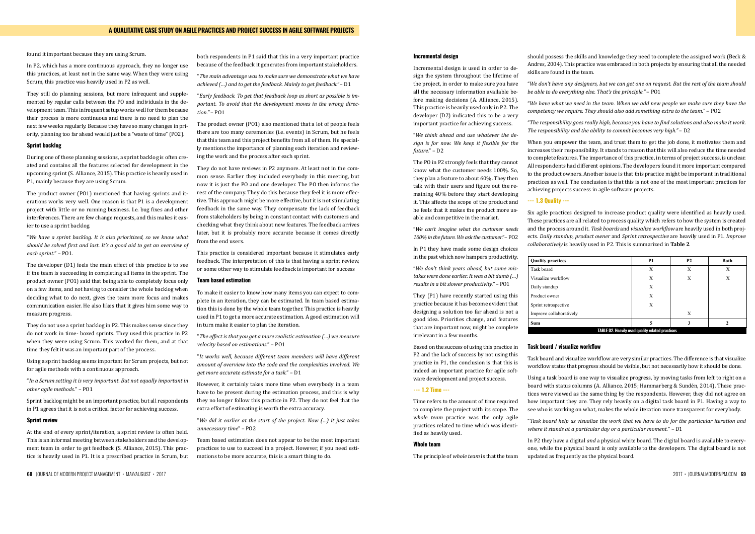found it important because they are using Scrum.

In P2, which has a more continuous approach, they no longer use this practice, at least not in the same way. When they were using Scrum, this practice was heavily used in P2 as well.

They still do planning sessions, but more infrequent and supplemented by regular calls between the PO and individuals in the development team. This infrequent setup works well for them because their process is more continuous and there is no need to plan the next few weeks regularly. Because they have so many changes in priority, planning too far ahead would just be a "waste of time" (PO2).

#### Sprint backlog

During one of these planning sessions, a sprint backlog is often created and contains all the features selected for development in the upcoming sprint (S. Alliance, 2015). This practice is heavily used in P1, mainly because they are using Scrum.

The product owner (PO1) mentioned that having sprints and iterations works very well. One reason is that P1 is a development project with little or no running business. I.e. bug fixes and other interferences. There are few change requests, and this makes it easier to use a sprint backlog.

"*We have a sprint backlog. It is also prioritized, so we know what should be solved first and last. It's a good aid to get an overview of each sprint.*" – PO1.

The developer (D1) feels the main effect of this practice is to see if the team is succeeding in completing all items in the sprint. The product owner (PO1) said that being able to completely focus only on a few items, and not having to consider the whole backlog when deciding what to do next, gives the team more focus and makes communication easier. He also likes that it gives him some way to measure progress.

They do not use a sprint backlog in P2. This makes sense since they do not work in time- boxed sprints. They used this practice in P2 when they were using Scrum. This worked for them, and at that time they felt it was an important part of the process.

Using a sprint backlog seems important for Scrum projects, but not for agile methods with a continuous approach.

"*In a Scrum setting it is very important. But not equally important in other agile methods.*" – PO1

Sprint backlog might be an important practice, but all respondents in P1 agrees that it is not a critical factor for achieving success.

#### Sprint review

At the end of every sprint/iteration, a sprint review is often held. This is an informal meeting between stakeholders and the development team in order to get feedback (S. Alliance, 2015). This practice is heavily used in P1. It is a prescribed practice in Scrum, but both respondents in P1 said that this in a very important practice because of the feedback it generates from important stakeholders.

"*The main advantage was to make sure we demonstrate what we have achieved (…) and to get the feedback. Mainly to get feedback.*" – D1

"*Early feedback. To get that feedback loop as short as possible is important. To avoid that the development moves in the wrong direction.*" – PO1

The product owner (PO1) also mentioned that a lot of people feels there are too many ceremonies (i.e. events) in Scrum, but he feels that this team and this project benefits from all of them. He specially mentions the importance of planning each iteration and reviewing the work and the process after each sprint.

They do not have reviews in P2 anymore. At least not in the common sense. Earlier they included everybody in this meeting, but now it is just the PO and one developer. The PO then informs the rest of the company. They do this because they feel it is more effective. This approach might be more effective, but it is not stimulating feedback in the same way. They compensate the lack of feedback from stakeholders by being in constant contact with customers and checking what they think about new features. The feedback arrives later, but it is probably more accurate because it comes directly from the end users.

This practice is considered important because it stimulates early feedback. The interpretation of this is that having a sprint review, or some other way to stimulate feedback is important for success

#### Team based estimation

To make it easier to know how many items you can expect to complete in an iteration, they can be estimated. In team based estimation this is done by the whole team together. This practice is heavily used in P1 to get a more accurate estimation. A good estimation will in turn make it easier to plan the iteration.

"*The effect is that you get a more realistic estimation (…) we measure velocity based on estimations.*" – PO1

"*It works well, because different team members will have different amount of overview into the code and the complexities involved. We get more accurate estimate for a task.*" – D1

However, it certainly takes more time when everybody in a team have to be present during the estimation process, and this is why they no longer follow this practice in P2. They do not feel that the extra effort of estimating is worth the extra accuracy.

"*We did it earlier at the start of the project. Now (…) it just takes unnecessary time*" – PO2

Team based estimation does not appear to be the most important practices to use to succeed in a project. However, if you need estimations to be more accurate, this is a smart thing to do.

#### Incremental design

Incremental design is used in order to design the system throughout the lifetime of the project, in order to make sure you have all the necessary information available before making decisions (A. Alliance, 2015). This practice is heavily used only in P2. The developer (D2) indicated this to be a very important practice for achieving success.

"*We think ahead and use whatever the design is for now. We keep it flexible for the future.*" – D2

The PO in P2 strongly feels that they cannot know what the customer needs 100%. So, they plan a feature to about 60%. They then talk with their users and figure out the remaining 40% before they start developing it. This affects the scope of the product and he feels that it makes the product more usable and competitive in the market.

"*We can't imagine what the customer needs 100% in the future. We ask the customer.*"– PO2

In P1 they have made some design choices in the past which now hampers productivity.

"*We don't think years ahead, but some mistakes were done earlier. It was a bit dumb (…) results in a bit slower productivity.*" – PO1

They (P1) have recently started using this practice because it has become evident that designing a solution too far ahead is not a good idea. Priorities change, and features that are important now, might be complete irrelevant in a few months.

Based on the success of using this practice in P2 and the lack of success by not using this practice in P1, the conclusion is that this is indeed an important practice for agile software development and project success.

### --- 1.2 Time ---

Time refers to the amount of time required to complete the project with its scope. The *whole team* practice was the only agile practices related to time which was identified as heavily used.

#### Whole team

The principle of *whole team* is that the team should possess the skills and knowledge they need to complete the assigned work (Beck & Andres, 2004). This practice was embraced in both projects by ensuring that all the needed skills are found in the team.

"*We don't have any designers, but we can get one on request. But the rest of the team should be able to do everything else. That's the principle.*" – PO1

"*We have what we need in the team. When we add new people we make sure they have the competency we require. They should also add something extra to the team.*" – PO2

"*The responsibility goes really high, because you have to find solutions and also make it work. The responsibility and the ability to commit becomes very high.*" – D2

When you empower the team, and trust them to get the job done, it motivates them and increases their responsibility. It stands to reason that this will also reduce the time needed to complete features. The importance of this practice, in terms of project success, is unclear. All respondents had different opinions. The developers found it more important compared to the product owners. Another issue is that this practice might be important in traditional practices as well. The conclusion is that this is not one of the most important practices for achieving projects success in agile software projects.

### --- 1.3 Quality ---

Six agile practices designed to increase product quality were identified as heavily used. These practices are all related to process quality which refers to how the system is created and the process around it. *Task boards* and *visualize workflow* are heavily used in both projects. *Daily standup, product owner* and *Sprint retrospective* are heavily used in P1. *Improve collaboratively* is heavily used in P2. This is summarized in **Table 2**.

| Quality practices | P1 | P2 | Both |
|---|---|---|---|
| Task board | X | X | X |
| Visualize workflow | X | X | X |
| Daily standup | X | | |
| Product owner | X | | |
| Sprint retrospective | X | | |
| Improve collaboratively | | X | |
| **Sum** | **5** | **3** | **2** |

TABLE 02. Heavily used quality related practices

#### Task board / visualize workflow

Task board and visualize workflow are very similar practices. The difference is that visualize workflow states that progress should be visible, but not necessarily how it should be done.

Using a task board is one way to visualize progress, by moving tasks from left to right on a board with status columns (A. Alliance, 2015; Hammarberg & Sundén, 2014). These practices were viewed as the same thing by the respondents. However, they did not agree on how important they are. They rely heavily on a digital task board in P1. Having a way to see who is working on what, makes the whole iteration more transparent for everybody.

"*Task board help us visualize the work that we have to do for the particular iteration and where it stands at a particular day or a particular moment.*" – D1

In P2 they have a digital *and* a physical white board. The digital board is available to everyone, while the physical board is only available to the developers. The digital board is not updated as frequently as the physical board.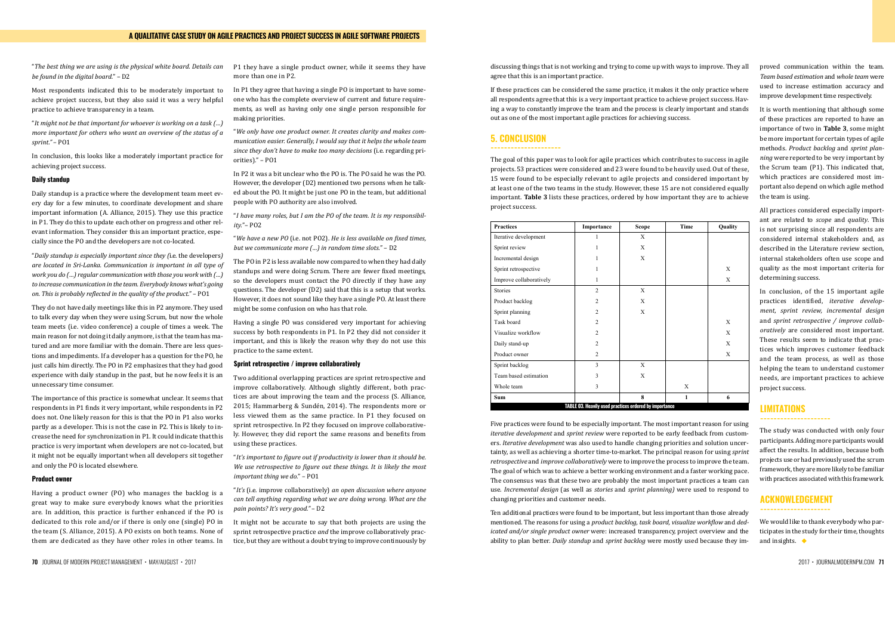"*The best thing we are using is the physical white board. Details can be found in the digital board.*" – D2

Most respondents indicated this to be moderately important to achieve project success, but they also said it was a very helpful practice to achieve transparency in a team.

"*It might not be that important for whoever is working on a task (…) more important for others who want an overview of the status of a sprint.*" – PO1

In conclusion, this looks like a moderately important practice for achieving project success.

#### Daily standup

Daily standup is a practice where the development team meet every day for a few minutes, to coordinate development and share important information (A. Alliance, 2015). They use this practice in P1. They do this to update each other on progress and other relevant information. They consider this an important practice, especially since the PO and the developers are not co-located.

"*Daily standup is especially important since they (*i.e. the developers*) are located in Sri-Lanka. Communication is important in all type of work you do (…) regular communication with those you work with (…) to increase communication in the team. Everybody knows what's going on. This is probably reflected in the quality of the product.*" – PO1

They do not have daily meetings like this in P2 anymore. They used to talk every day when they were using Scrum, but now the whole team meets (i.e. video conference) a couple of times a week. The main reason for not doing it daily anymore, is that the team has matured and are more familiar with the domain. There are less questions and impediments. If a developer has a question for the PO, he just calls him directly. The PO in P2 emphasizes that they had good experience with daily standup in the past, but he now feels it is an unnecessary time consumer.

The importance of this practice is somewhat unclear. It seems that respondents in P1 finds it very important, while respondents in P2 does not. One likely reason for this is that the PO in P1 also works partly as a developer. This is not the case in P2. This is likely to increase the need for synchronization in P1. It could indicate that this practice is very important when developers are not co-located, but it might not be equally important when all developers sit together and only the PO is located elsewhere.

#### Product owner

Having a product owner (PO) who manages the backlog is a great way to make sure everybody knows what the priorities are. In addition, this practice is further enhanced if the PO is dedicated to this role and/or if there is only one (single) PO in the team (S. Alliance, 2015). A PO exists on both teams. None of them are dedicated as they have other roles in other teams. In P1 they have a single product owner, while it seems they have more than one in P2.

In P1 they agree that having a single PO is important to have someone who has the complete overview of current and future requirements, as well as having only one single person responsible for making priorities.

"*We only have one product owner. It creates clarity and makes communication easier. Generally, I would say that it helps the whole team since they don't have to make too many decisions* (i.e. regarding priorities)*.*" – PO1

In P2 it was a bit unclear who the PO is. The PO said he was the PO. However, the developer (D2) mentioned two persons when he talked about the PO. It might be just one PO in the team, but additional people with PO authority are also involved.

"*I have many roles, but I am the PO of the team. It is my responsibility.*"– PO2

"*We have a new PO* (i.e. not PO2)*. He is less available on fixed times, but we communicate more (…) in random time slots.*" – D2

The PO in P2 is less available now compared to when they had daily standups and were doing Scrum. There are fewer fixed meetings, so the developers must contact the PO directly if they have any questions. The developer (D2) said that this is a setup that works. However, it does not sound like they have a single PO. At least there might be some confusion on who has that role.

Having a single PO was considered very important for achieving success by both respondents in P1. In P2 they did not consider it important, and this is likely the reason why they do not use this practice to the same extent.

#### Sprint retrospective / improve collaboratively

Two additional overlapping practices are sprint retrospective and improve collaboratively. Although slightly different, both practices are about improving the team and the process (S. Alliance, 2015; Hammarberg & Sundén, 2014). The respondents more or less viewed them as the same practice. In P1 they focused on sprint retrospective. In P2 they focused on improve collaboratively. However, they did report the same reasons and benefits from using these practices.

"*It's important to figure out if productivity is lower than it should be. We use retrospective to figure out these things. It is likely the most important thing we do.*" – PO1

"*It's* (i.e. improve collaboratively) *an open discussion where anyone can tell anything regarding what we are doing wrong. What are the pain points? It's very good.*" – D2

It might not be accurate to say that both projects are using the sprint retrospective practice *and* the improve collaboratively practice, but they are without a doubt trying to improve continuously by discussing things that is not working and trying to come up with ways to improve. They all agree that this is an important practice.

If these practices can be considered the same practice, it makes it the only practice where all respondents agree that this is a very important practice to achieve project success. Having a way to constantly improve the team and the process is clearly important and stands out as one of the most important agile practices for achieving success.

## 5. CONCLUSION

The goal of this paper was to look for agile practices which contributes to success in agile projects. 53 practices were considered and 23 were found to be heavily used. Out of these, 15 were found to be especially relevant to agile projects and considered important by at least one of the two teams in the study. However, these 15 are not considered equally important. **Table 3** lists these practices, ordered by how important they are to achieve project success.

| Practices | Importance | Scope | Time | Quality |
|---|---|---|---|---|
| Iterative development | 1 | X | | |
| Sprint review | 1 | X | | |
| Incremental design | 1 | X | | |
| Sprint retrospective | 1 | | | X |
| Improve collaboratively | 1 | | | X |
| Stories | 2 | X | | |
| Product backlog | 2 | X | | |
| Sprint planning | 2 | X | | |
| Task board | 2 | | | X |
| Visualize workflow | 2 | | | X |
| Daily stand-up | 2 | | | X |
| Product owner | 2 | | | X |
| Sprint backlog | 3 | X | | |
| Team based estimation | 3 | X | | |
| Whole team | 3 | | X | |
| **Sum** | | **8** | **1** | **6** |

**TABLE 03. Heavily used practices ordered by importance**

Five practices were found to be especially important. The most important reason for using *iterative development* and *sprint review* were reported to be early feedback from customers. *Iterative development* was also used to handle changing priorities and solution uncertainty, as well as achieving a shorter time-to-market. The principal reason for using *sprint retrospective* and *improve collaboratively* were to improve the process to improve the team. The goal of which was to achieve a better working environment and a faster working pace. The consensus was that these two are probably the most important practices a team can use. *Incremental design* (as well as *stories* and *sprint planning)* were used to respond to changing priorities and customer needs.

Ten additional practices were found to be important, but less important than those already mentioned. The reasons for using a *product backlog, task board, visualize workflow* and *dedicated and/or single product owner* were: increased transparency, project overview and the ability to plan better. *Daily standup* and *sprint backlog* were mostly used because they improved communication within the team. *Team based estimation* and *whole team* were used to increase estimation accuracy and improve development time respectively.

It is worth mentioning that although some of these practices are reported to have an importance of two in **Table 3**, some might be more important for certain types of agile methods. *Product backlog* and *sprint planning* were reported to be very important by the Scrum team (P1). This indicated that, which practices are considered most important also depend on which agile method the team is using.

All practices considered especially important are related to *scope* and *quality*. This is not surprising since all respondents are considered internal stakeholders and, as described in the Literature review section, internal stakeholders often use scope and quality as the most important criteria for determining success.

In conclusion, of the 15 important agile practices identified, *iterative development, sprint review, incremental design* and *sprint retrospective / improve collaboratively* are considered most important. These results seem to indicate that practices which improves customer feedback and the team process, as well as those helping the team to understand customer needs, are important practices to achieve project success.

## LIMITATIONS

The study was conducted with only four participants. Adding more participants would affect the results. In addition, because both projects use or had previously used the scrum framework, they are more likely to be familiar with practices associated with this framework.

## ACKNOWLEDGEMENT

We would like to thank everybody who participates in the study for their time, thoughts and insights.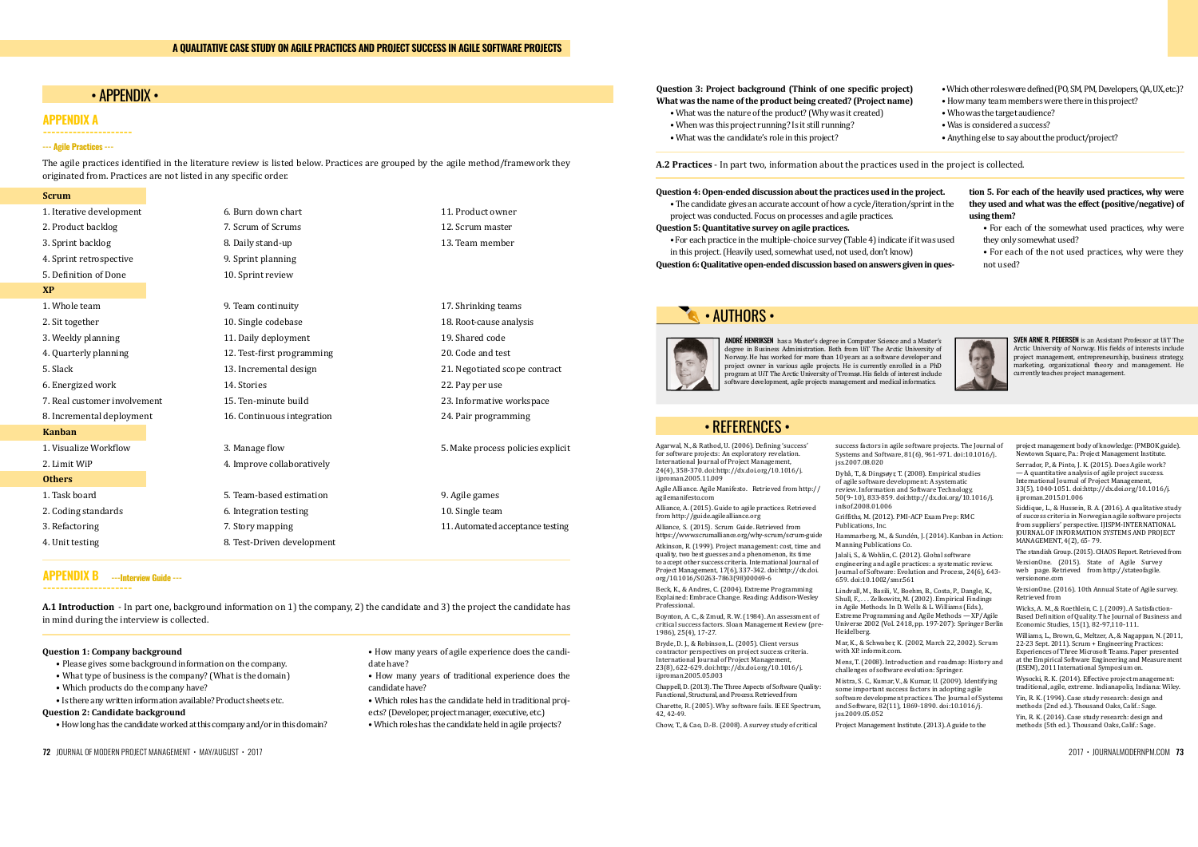# • APPENDIX •

## APPENDIX A

### --- Agile Practices ---

The agile practices identified in the literature review is listed below. Practices are grouped by the agile method/framework they originated from. Practices are not listed in any specific order.

| | | |
|---|---|---|
| **Scrum** | | |
| 1. Iterative development | 6. Burn down chart | 11. Product owner |
| 2. Product backlog | 7. Scrum of Scrums | 12. Scrum master |
| 3. Sprint backlog | 8. Daily stand-up | 13. Team member |
| 4. Sprint retrospective | 9. Sprint planning | |
| 5. Definition of Done | 10. Sprint review | |
| **XP** | | |
| 1. Whole team | 9. Team continuity | 17. Shrinking teams |
| 2. Sit together | 10. Single codebase | 18. Root-cause analysis |
| 3. Weekly planning | 11. Daily deployment | 19. Shared code |
| 4. Quarterly planning | 12. Test-first programming | 20. Code and test |
| 5. Slack | 13. Incremental design | 21. Negotiated scope contract |
| 6. Energized work | 14. Stories | 22. Pay per use |
| 7. Real customer involvement | 15. Ten-minute build | 23. Informative workspace |
| 8. Incremental deployment | 16. Continuous integration | 24. Pair programming |
| **Kanban** | | |
| 1. Visualize Workflow | 3. Manage flow | 5. Make process policies explicit |
| 2. Limit WiP | 4. Improve collaboratively | |
| **Others** | | |
| 1. Task board | 5. Team-based estimation | 9. Agile games |
| 2. Coding standards | 6. Integration testing | 10. Single team |
| 3. Refactoring | 7. Story mapping | 11. Automated acceptance testing |
| 4. Unit testing | 8. Test-Driven development | |

## APPENDIX B ---Interview Guide ---

**A.1 Introduction** - In part one, background information on 1) the company, 2) the candidate and 3) the project the candidate has in mind during the interview is collected.

**Question 1: Company background**

- Please gives some background information on the company.
- What type of business is the company? (What is the domain)
- Which products do the company have?
- Is there any written information available? Product sheets etc.

**Question 2: Candidate background**

- How long has the candidate worked at this company and/or in this domain?
- How many years of agile experience does the candidate have?
- How many years of traditional experience does the candidate have?
- Which roles has the candidate held in traditional projects? (Developer, project manager, executive, etc.)
- Which roles has the candidate held in agile projects?

**Question 3: Project background (Think of one specific project)**
**What was the name of the product being created? (Project name)**

- What was the nature of the product? (Why was it created)
- When was this project running? Is it still running?
- What was the candidate's role in this project?
- Which other roles were defined (PO, SM, PM, Developers, QA, UX, etc.)?
- How many team members were there in this project?
- Who was the target audience?
- Was is considered a success?
- Anything else to say about the product/project?

**A.2 Practices** - In part two, information about the practices used in the project is collected.

**Question 4: Open-ended discussion about the practices used in the project.**

- The candidate gives an accurate account of how a cycle/iteration/sprint in the project was conducted. Focus on processes and agile practices.

**Question 5: Quantitative survey on agile practices.**

- For each practice in the multiple-choice survey (Table 4) indicate if it was used in this project. (Heavily used, somewhat used, not used, don't know)

**Question 6: Qualitative open-ended discussion based on answers given in question 5. For each of the heavily used practices, why were they used and what was the effect (positive/negative) of using them?**

- For each of the somewhat used practices, why were they only somewhat used?
- For each of the not used practices, why were they not used?

# • AUTHORS •

**ANDRÉ HENRIKSEN** has a Master's degree in Computer Science and a Master's degree in Business Administration. Both from UiT The Arctic University of Norway. He has worked for more than 10 years as a software developer and project owner in various agile projects. He is currently enrolled in a PhD program at UiT The Arctic University of Tromsø. His fields of interest include software development, agile projects management and medical informatics.

**SVEN ARNE R. PEDERSEN** is an Assistant Professor at UiT The Arctic University of Norway. His fields of interests include project management, entrepreneurship, business strategy, marketing, organizational theory and management. He currently teaches project management.

# • REFERENCES •

Agarwal, N., & Rathod, U. (2006). Defining 'success' for software projects: An exploratory revelation. International Journal of Project Management, 24(4), 358-370. doi:http://dx.doi.org/10.1016/j.ijproman.2005.11.009

Agile Alliance. Agile Manifesto. Retrieved from http://agilemanifesto.com

Alliance, A. (2015). Guide to agile practices. Retrieved from http://guide.agilealliance.org

Alliance, S. (2015). Scrum Guide. Retrieved from https://www.scrumalliance.org/why-scrum/scrum-guide

Atkinson, R. (1999). Project management: cost, time and quality, two best guesses and a phenomenon, its time to accept other success criteria. International Journal of Project Management, 17(6), 337-342. doi:http://dx.doi.org/10.1016/S0263-7863(98)00069-6

Beck, K., & Andres, C. (2004). Extreme Programming Explained: Embrace Change. Reading: Addison-Wesley Professional.

Boynton, A. C., & Zmud, R. W. (1984). An assessment of critical success factors. Sloan Management Review (pre-1986), 25(4), 17-27.

Bryde, D. J., & Robinson, L. (2005). Client versus contractor perspectives on project success criteria. International Journal of Project Management, 23(8), 622-629. doi:http://dx.doi.org/10.1016/j.ijproman.2005.05.003

Chappell, D. (2013). The Three Aspects of Software Quality: Functional, Structural, and Process. Retrieved from

Charette, R. (2005). Why software fails. IEEE Spectrum, 42, 42-49.

Chow, T., & Cao, D.-B. (2008). A survey study of critical success factors in agile software projects. The Journal of Systems and Software, 81(6), 961-971. doi:10.1016/j.jss.2007.08.020

Dybå, T., & Dingsøyr, T. (2008). Empirical studies of agile software development: A systematic review. Information and Software Technology, 50(9–10), 833-859. doi:http://dx.doi.org/10.1016/j.infsof.2008.01.006

Griffiths, M. (2012). PMI-ACP Exam Prep: RMC Publications, Inc.

Hammarberg, M., & Sundén, J. (2014). Kanban in Action: Manning Publications Co.

Jalali, S., & Wohlin, C. (2012). Global software engineering and agile practices: a systematic review. Journal of Software: Evolution and Process, 24(6), 643-659. doi:10.1002/smr.561

Lindvall, M., Basili, V., Boehm, B., Costa, P., Dangle, K., Shull, F., . . . Zelkowitz, M. (2002). Empirical Findings in Agile Methods. In D. Wells & L. Williams (Eds.), Extreme Programming and Agile Methods — XP/Agile Universe 2002 (Vol. 2418, pp. 197-207): Springer Berlin Heidelberg.

Mar, K., & Schwaber, K. (2002, March 22, 2002). Scrum with XP. informit.com.

Mens, T. (2008). Introduction and roadmap: History and challenges of software evolution: Springer.

Mistra, S. C., Kumar, V., & Kumar, U. (2009). Identifying some important success factors in adopting agile software development practices. The Journal of Systems and Software, 82(11), 1869-1890. doi:10.1016/j.jss.2009.05.052

Project Management Institute. (2013). A guide to the project management body of knowledge: (PMBOK guide). Newtown Square, Pa.: Project Management Institute.

Serrador, P., & Pinto, J. K. (2015). Does Agile work? — A quantitative analysis of agile project success. International Journal of Project Management, 33(5), 1040-1051. doi:http://dx.doi.org/10.1016/j.ijproman.2015.01.006

Siddique, L., & Hussein, B. A. (2016). A qualitative study of success criteria in Norwegian agile software projects from suppliers' perspective. IJISPM-INTERNATIONAL JOURNAL OF INFORMATION SYSTEMS AND PROJECT MANAGEMENT, 4(2), 65- 79.

The standish Group. (2015). CHAOS Report. Retrieved from

VersionOne. (2015). State of Agile Survey web page. Retrieved from http://stateofagile.versionone.com

VersionOne. (2016). 10th Annual State of Agile survey. Retrieved from

Wicks, A. M., & Roethlein, C. J. (2009). A Satisfaction-Based Definition of Quality. The Journal of Business and Economic Studies, 15(1), 82-97,110-111.

Williams, L., Brown, G., Meltzer, A., & Nagappan, N. (2011, 22-23 Sept. 2011). Scrum + Engineering Practices: Experiences of Three Microsoft Teams. Paper presented at the Empirical Software Engineering and Measurement (ESEM), 2011 International Symposium on.

Wysocki, R. K. (2014). Effective project management: traditional, agile, extreme. Indianapolis, Indiana: Wiley.

Yin, R. K. (1994). Case study research: design and methods (2nd ed.). Thousand Oaks, Calif.: Sage.

Yin, R. K. (2014). Case study research: design and methods (5th ed.). Thousand Oaks, Calif.: Sage.